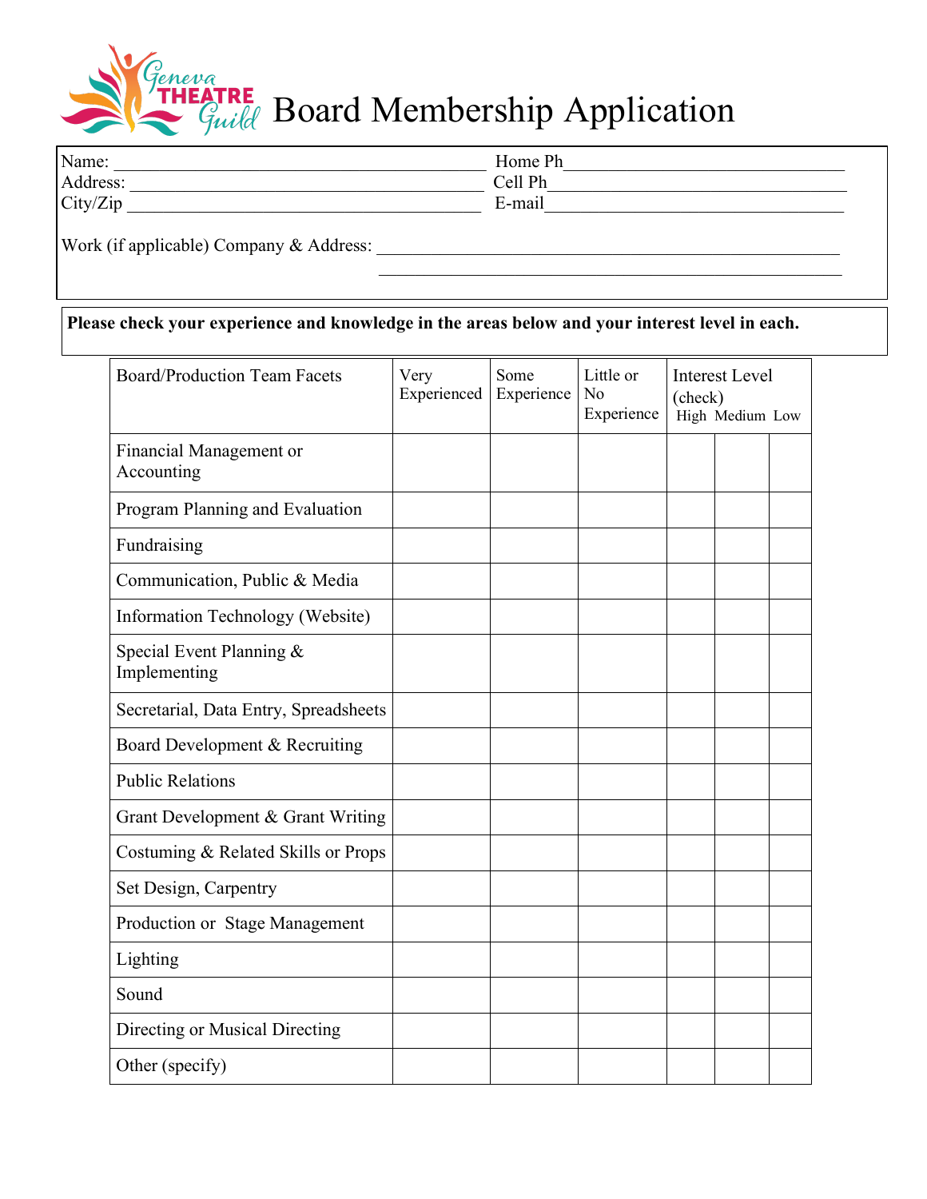# Board Membership Application

Name: ______________________________ Home Ph ______________________________

Address: ______________________________ Cell Ph ______________________________

City/Zip ______________________________ E-mail ______________________________

Work (if applicable) Company & Address: ______________________________________________

______________________________________________

**Please check your experience and knowledge in the areas below and your interest level in each.**

| Board/Production Team Facets | Very Experienced | Some Experience | Little or No Experience | Interest Level (check) High | Medium | Low |
|---|---|---|---|---|---|---|
| Financial Management or Accounting | | | | | | |
| Program Planning and Evaluation | | | | | | |
| Fundraising | | | | | | |
| Communication, Public & Media | | | | | | |
| Information Technology (Website) | | | | | | |
| Special Event Planning & Implementing | | | | | | |
| Secretarial, Data Entry, Spreadsheets | | | | | | |
| Board Development & Recruiting | | | | | | |
| Public Relations | | | | | | |
| Grant Development & Grant Writing | | | | | | |
| Costuming & Related Skills or Props | | | | | | |
| Set Design, Carpentry | | | | | | |
| Production or Stage Management | | | | | | |
| Lighting | | | | | | |
| Sound | | | | | | |
| Directing or Musical Directing | | | | | | |
| Other (specify) | | | | | | |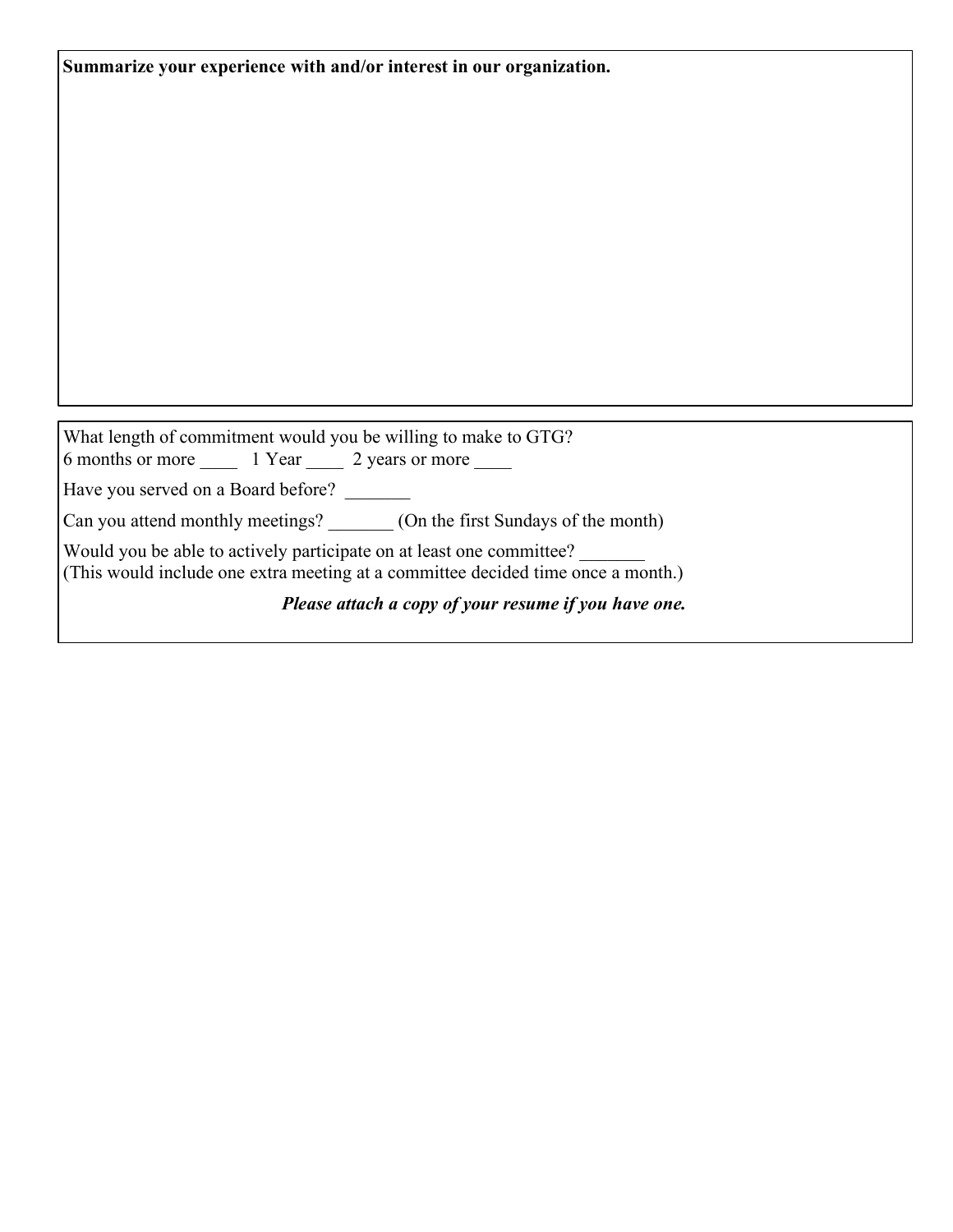**Summarize your experience with and/or interest in our organization.**

What length of commitment would you be willing to make to GTG?
6 months or more ____ 1 Year ____ 2 years or more ____

Have you served on a Board before? _______

Can you attend monthly meetings? _______ (On the first Sundays of the month)

Would you be able to actively participate on at least one committee? _______
(This would include one extra meeting at a committee decided time once a month.)

***Please attach a copy of your resume if you have one.***